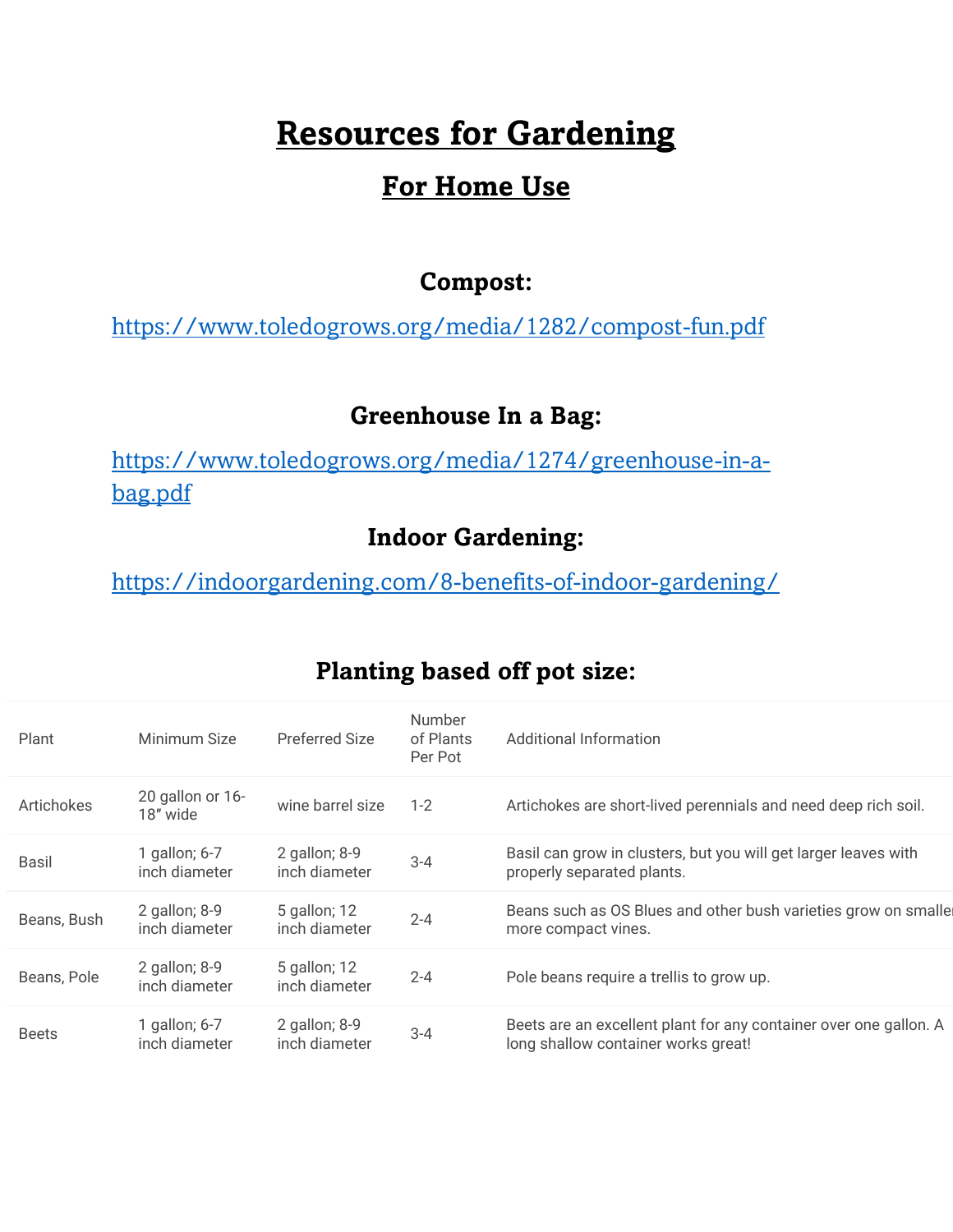# Resources for Gardening

## For Home Use

### Compost:

https://www.toledogrows.org/media/1282/compost-fun.pdf

### Greenhouse In a Bag:

https://www.toledogrows.org/media/1274/greenhouse-in-a-bag.pdf

### Indoor Gardening:

https://indoorgardening.com/8-benefits-of-indoor-gardening/

### Planting based off pot size:

| Plant | Minimum Size | Preferred Size | Number of Plants Per Pot | Additional Information |
|---|---|---|---|---|
| Artichokes | 20 gallon or 16-18″ wide | wine barrel size | 1-2 | Artichokes are short-lived perennials and need deep rich soil. |
| Basil | 1 gallon; 6-7 inch diameter | 2 gallon; 8-9 inch diameter | 3-4 | Basil can grow in clusters, but you will get larger leaves with properly separated plants. |
| Beans, Bush | 2 gallon; 8-9 inch diameter | 5 gallon; 12 inch diameter | 2-4 | Beans such as OS Blues and other bush varieties grow on smaller more compact vines. |
| Beans, Pole | 2 gallon; 8-9 inch diameter | 5 gallon; 12 inch diameter | 2-4 | Pole beans require a trellis to grow up. |
| Beets | 1 gallon; 6-7 inch diameter | 2 gallon; 8-9 inch diameter | 3-4 | Beets are an excellent plant for any container over one gallon. A long shallow container works great! |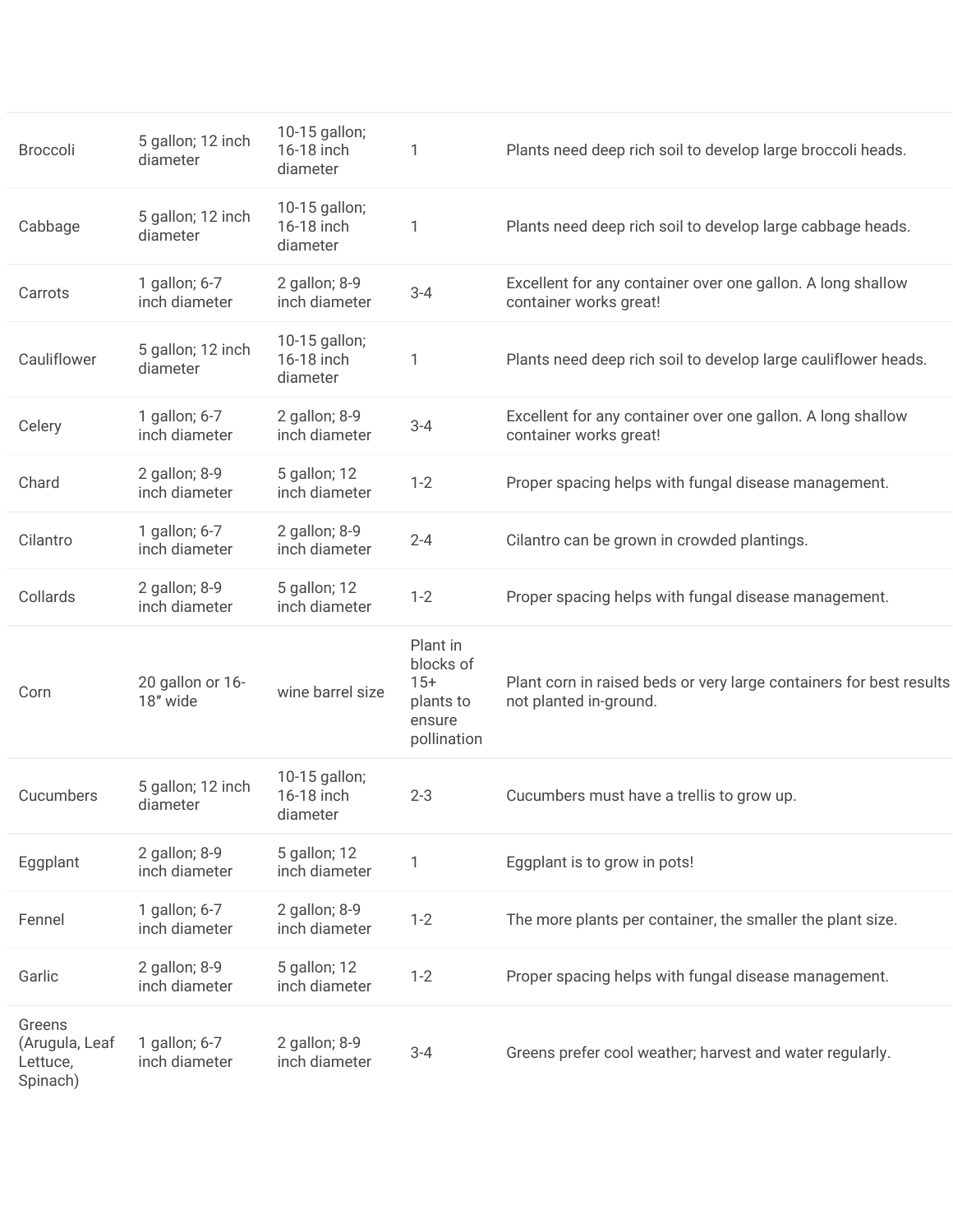| | | | | |
|---|---|---|---|---|
| Broccoli | 5 gallon; 12 inch diameter | 10-15 gallon; 16-18 inch diameter | 1 | Plants need deep rich soil to develop large broccoli heads. |
| Cabbage | 5 gallon; 12 inch diameter | 10-15 gallon; 16-18 inch diameter | 1 | Plants need deep rich soil to develop large cabbage heads. |
| Carrots | 1 gallon; 6-7 inch diameter | 2 gallon; 8-9 inch diameter | 3-4 | Excellent for any container over one gallon. A long shallow container works great! |
| Cauliflower | 5 gallon; 12 inch diameter | 10-15 gallon; 16-18 inch diameter | 1 | Plants need deep rich soil to develop large cauliflower heads. |
| Celery | 1 gallon; 6-7 inch diameter | 2 gallon; 8-9 inch diameter | 3-4 | Excellent for any container over one gallon. A long shallow container works great! |
| Chard | 2 gallon; 8-9 inch diameter | 5 gallon; 12 inch diameter | 1-2 | Proper spacing helps with fungal disease management. |
| Cilantro | 1 gallon; 6-7 inch diameter | 2 gallon; 8-9 inch diameter | 2-4 | Cilantro can be grown in crowded plantings. |
| Collards | 2 gallon; 8-9 inch diameter | 5 gallon; 12 inch diameter | 1-2 | Proper spacing helps with fungal disease management. |
| Corn | 20 gallon or 16-18″ wide | wine barrel size | Plant in blocks of 15+ plants to ensure pollination | Plant corn in raised beds or very large containers for best results not planted in-ground. |
| Cucumbers | 5 gallon; 12 inch diameter | 10-15 gallon; 16-18 inch diameter | 2-3 | Cucumbers must have a trellis to grow up. |
| Eggplant | 2 gallon; 8-9 inch diameter | 5 gallon; 12 inch diameter | 1 | Eggplant is to grow in pots! |
| Fennel | 1 gallon; 6-7 inch diameter | 2 gallon; 8-9 inch diameter | 1-2 | The more plants per container, the smaller the plant size. |
| Garlic | 2 gallon; 8-9 inch diameter | 5 gallon; 12 inch diameter | 1-2 | Proper spacing helps with fungal disease management. |
| Greens (Arugula, Leaf Lettuce, Spinach) | 1 gallon; 6-7 inch diameter | 2 gallon; 8-9 inch diameter | 3-4 | Greens prefer cool weather; harvest and water regularly. |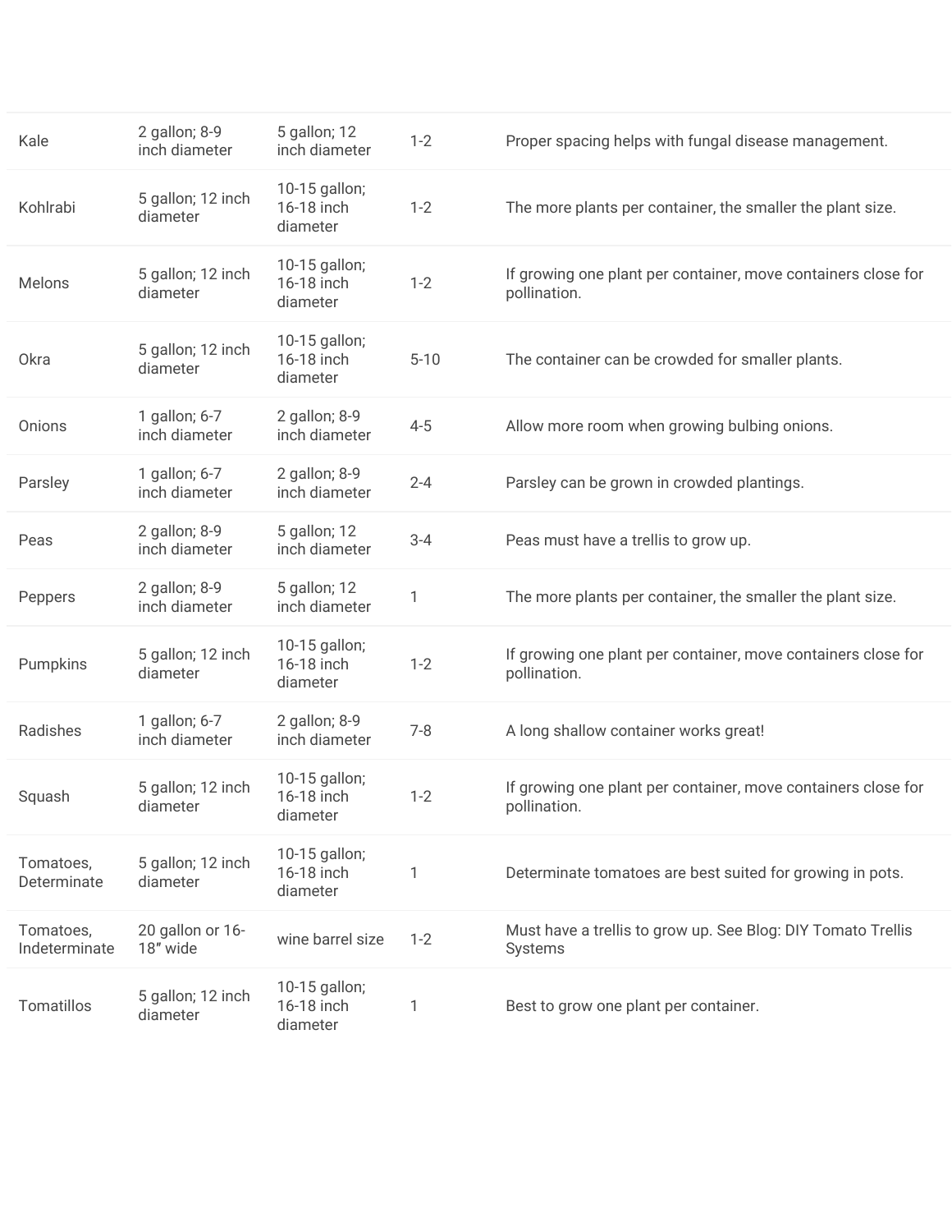| | | | | |
|---|---|---|---|---|
| Kale | 2 gallon; 8-9 inch diameter | 5 gallon; 12 inch diameter | 1-2 | Proper spacing helps with fungal disease management. |
| Kohlrabi | 5 gallon; 12 inch diameter | 10-15 gallon; 16-18 inch diameter | 1-2 | The more plants per container, the smaller the plant size. |
| Melons | 5 gallon; 12 inch diameter | 10-15 gallon; 16-18 inch diameter | 1-2 | If growing one plant per container, move containers close for pollination. |
| Okra | 5 gallon; 12 inch diameter | 10-15 gallon; 16-18 inch diameter | 5-10 | The container can be crowded for smaller plants. |
| Onions | 1 gallon; 6-7 inch diameter | 2 gallon; 8-9 inch diameter | 4-5 | Allow more room when growing bulbing onions. |
| Parsley | 1 gallon; 6-7 inch diameter | 2 gallon; 8-9 inch diameter | 2-4 | Parsley can be grown in crowded plantings. |
| Peas | 2 gallon; 8-9 inch diameter | 5 gallon; 12 inch diameter | 3-4 | Peas must have a trellis to grow up. |
| Peppers | 2 gallon; 8-9 inch diameter | 5 gallon; 12 inch diameter | 1 | The more plants per container, the smaller the plant size. |
| Pumpkins | 5 gallon; 12 inch diameter | 10-15 gallon; 16-18 inch diameter | 1-2 | If growing one plant per container, move containers close for pollination. |
| Radishes | 1 gallon; 6-7 inch diameter | 2 gallon; 8-9 inch diameter | 7-8 | A long shallow container works great! |
| Squash | 5 gallon; 12 inch diameter | 10-15 gallon; 16-18 inch diameter | 1-2 | If growing one plant per container, move containers close for pollination. |
| Tomatoes, Determinate | 5 gallon; 12 inch diameter | 10-15 gallon; 16-18 inch diameter | 1 | Determinate tomatoes are best suited for growing in pots. |
| Tomatoes, Indeterminate | 20 gallon or 16-18″ wide | wine barrel size | 1-2 | Must have a trellis to grow up. See Blog: DIY Tomato Trellis Systems |
| Tomatillos | 5 gallon; 12 inch diameter | 10-15 gallon; 16-18 inch diameter | 1 | Best to grow one plant per container. |